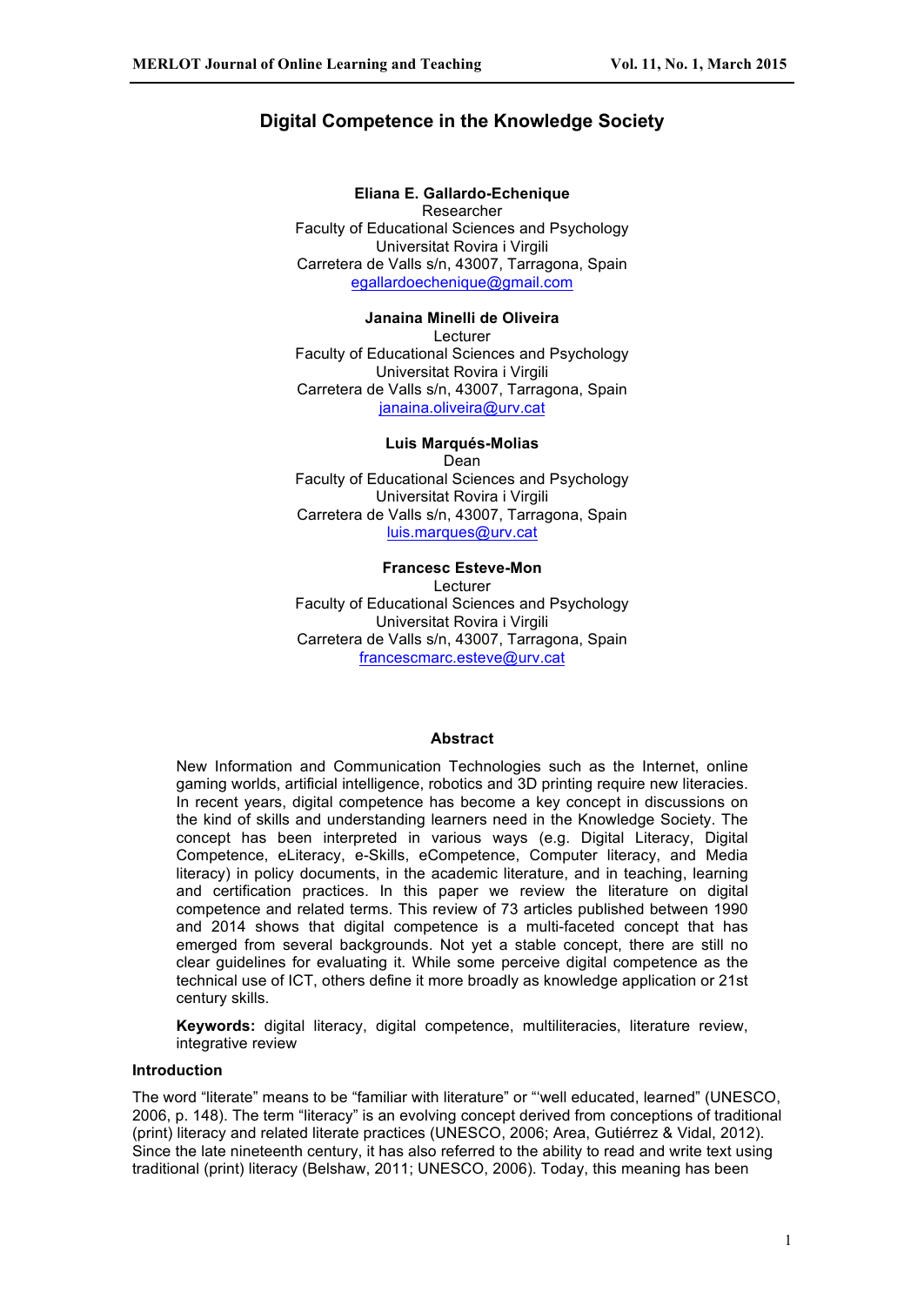# Digital Competence in the Knowledge Society

**Eliana E. Gallardo-Echenique**
Researcher
Faculty of Educational Sciences and Psychology
Universitat Rovira i Virgili
Carretera de Valls s/n, 43007, Tarragona, Spain
egallardoechenique@gmail.com

**Janaina Minelli de Oliveira**
Lecturer
Faculty of Educational Sciences and Psychology
Universitat Rovira i Virgili
Carretera de Valls s/n, 43007, Tarragona, Spain
janaina.oliveira@urv.cat

**Luis Marqués-Molias**
Dean
Faculty of Educational Sciences and Psychology
Universitat Rovira i Virgili
Carretera de Valls s/n, 43007, Tarragona, Spain
luis.marques@urv.cat

**Francesc Esteve-Mon**
Lecturer
Faculty of Educational Sciences and Psychology
Universitat Rovira i Virgili
Carretera de Valls s/n, 43007, Tarragona, Spain
francescmarc.esteve@urv.cat

## Abstract

New Information and Communication Technologies such as the Internet, online gaming worlds, artificial intelligence, robotics and 3D printing require new literacies. In recent years, digital competence has become a key concept in discussions on the kind of skills and understanding learners need in the Knowledge Society. The concept has been interpreted in various ways (e.g. Digital Literacy, Digital Competence, eLiteracy, e-Skills, eCompetence, Computer literacy, and Media literacy) in policy documents, in the academic literature, and in teaching, learning and certification practices. In this paper we review the literature on digital competence and related terms. This review of 73 articles published between 1990 and 2014 shows that digital competence is a multi-faceted concept that has emerged from several backgrounds. Not yet a stable concept, there are still no clear guidelines for evaluating it. While some perceive digital competence as the technical use of ICT, others define it more broadly as knowledge application or 21st century skills.

**Keywords:** digital literacy, digital competence, multiliteracies, literature review, integrative review

## Introduction

The word "literate" means to be "familiar with literature" or "'well educated, learned" (UNESCO, 2006, p. 148). The term "literacy" is an evolving concept derived from conceptions of traditional (print) literacy and related literate practices (UNESCO, 2006; Area, Gutiérrez & Vidal, 2012). Since the late nineteenth century, it has also referred to the ability to read and write text using traditional (print) literacy (Belshaw, 2011; UNESCO, 2006). Today, this meaning has been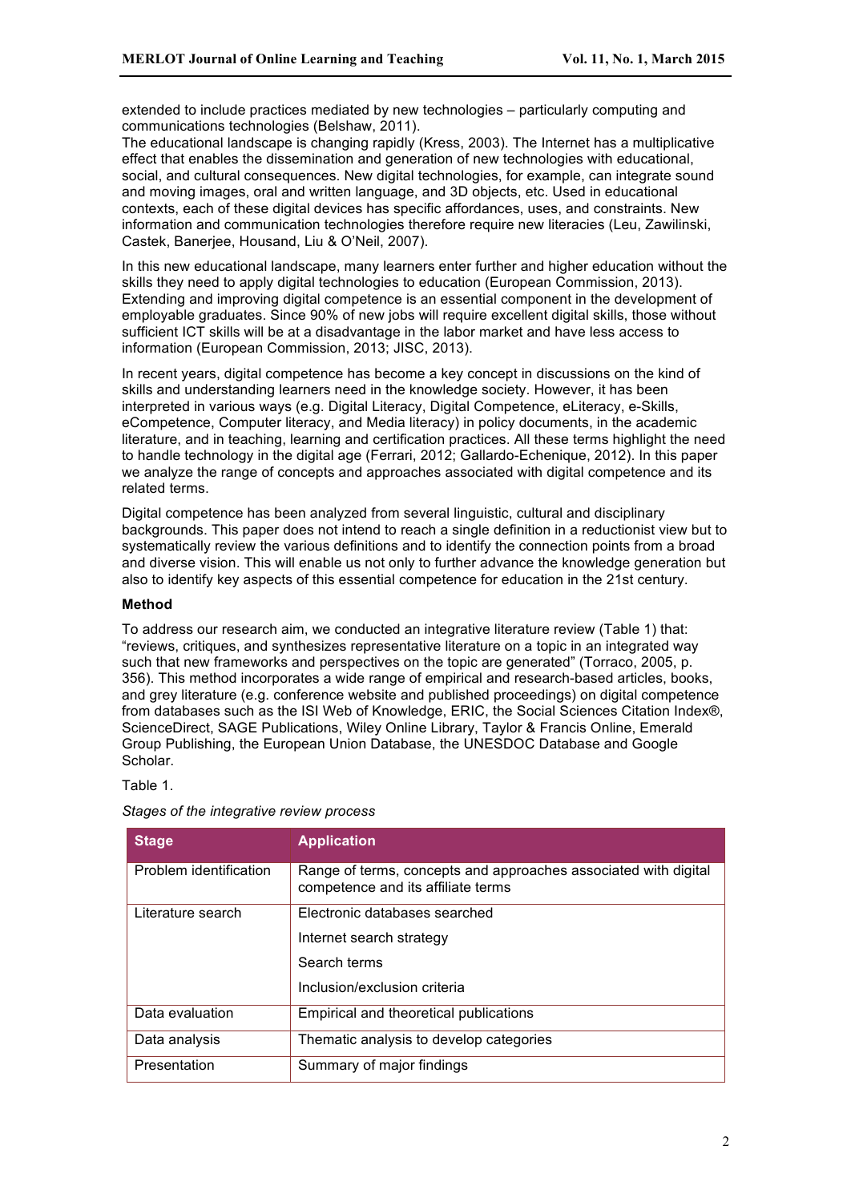extended to include practices mediated by new technologies – particularly computing and communications technologies (Belshaw, 2011).

The educational landscape is changing rapidly (Kress, 2003). The Internet has a multiplicative effect that enables the dissemination and generation of new technologies with educational, social, and cultural consequences. New digital technologies, for example, can integrate sound and moving images, oral and written language, and 3D objects, etc. Used in educational contexts, each of these digital devices has specific affordances, uses, and constraints. New information and communication technologies therefore require new literacies (Leu, Zawilinski, Castek, Banerjee, Housand, Liu & O'Neil, 2007).

In this new educational landscape, many learners enter further and higher education without the skills they need to apply digital technologies to education (European Commission, 2013). Extending and improving digital competence is an essential component in the development of employable graduates. Since 90% of new jobs will require excellent digital skills, those without sufficient ICT skills will be at a disadvantage in the labor market and have less access to information (European Commission, 2013; JISC, 2013).

In recent years, digital competence has become a key concept in discussions on the kind of skills and understanding learners need in the knowledge society. However, it has been interpreted in various ways (e.g. Digital Literacy, Digital Competence, eLiteracy, e-Skills, eCompetence, Computer literacy, and Media literacy) in policy documents, in the academic literature, and in teaching, learning and certification practices. All these terms highlight the need to handle technology in the digital age (Ferrari, 2012; Gallardo-Echenique, 2012). In this paper we analyze the range of concepts and approaches associated with digital competence and its related terms.

Digital competence has been analyzed from several linguistic, cultural and disciplinary backgrounds. This paper does not intend to reach a single definition in a reductionist view but to systematically review the various definitions and to identify the connection points from a broad and diverse vision. This will enable us not only to further advance the knowledge generation but also to identify key aspects of this essential competence for education in the 21st century.

**Method**

To address our research aim, we conducted an integrative literature review (Table 1) that: "reviews, critiques, and synthesizes representative literature on a topic in an integrated way such that new frameworks and perspectives on the topic are generated" (Torraco, 2005, p. 356). This method incorporates a wide range of empirical and research-based articles, books, and grey literature (e.g. conference website and published proceedings) on digital competence from databases such as the ISI Web of Knowledge, ERIC, the Social Sciences Citation Index®, ScienceDirect, SAGE Publications, Wiley Online Library, Taylor & Francis Online, Emerald Group Publishing, the European Union Database, the UNESDOC Database and Google Scholar.

Table 1.

*Stages of the integrative review process*

| Stage | Application |
|---|---|
| Problem identification | Range of terms, concepts and approaches associated with digital competence and its affiliate terms |
| Literature search | Electronic databases searched |
| | Internet search strategy |
| | Search terms |
| | Inclusion/exclusion criteria |
| Data evaluation | Empirical and theoretical publications |
| Data analysis | Thematic analysis to develop categories |
| Presentation | Summary of major findings |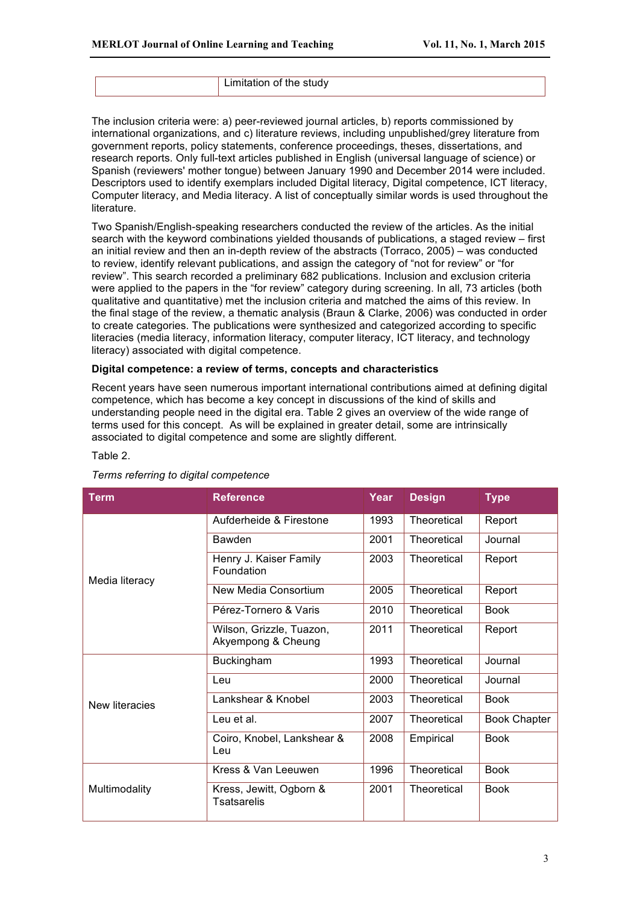| | Limitation of the study |
|---|---|

The inclusion criteria were: a) peer-reviewed journal articles, b) reports commissioned by international organizations, and c) literature reviews, including unpublished/grey literature from government reports, policy statements, conference proceedings, theses, dissertations, and research reports. Only full-text articles published in English (universal language of science) or Spanish (reviewers' mother tongue) between January 1990 and December 2014 were included. Descriptors used to identify exemplars included Digital literacy, Digital competence, ICT literacy, Computer literacy, and Media literacy. A list of conceptually similar words is used throughout the literature.

Two Spanish/English-speaking researchers conducted the review of the articles. As the initial search with the keyword combinations yielded thousands of publications, a staged review – first an initial review and then an in-depth review of the abstracts (Torraco, 2005) – was conducted to review, identify relevant publications, and assign the category of "not for review" or "for review". This search recorded a preliminary 682 publications. Inclusion and exclusion criteria were applied to the papers in the "for review" category during screening. In all, 73 articles (both qualitative and quantitative) met the inclusion criteria and matched the aims of this review. In the final stage of the review, a thematic analysis (Braun & Clarke, 2006) was conducted in order to create categories. The publications were synthesized and categorized according to specific literacies (media literacy, information literacy, computer literacy, ICT literacy, and technology literacy) associated with digital competence.

**Digital competence: a review of terms, concepts and characteristics**

Recent years have seen numerous important international contributions aimed at defining digital competence, which has become a key concept in discussions of the kind of skills and understanding people need in the digital era. Table 2 gives an overview of the wide range of terms used for this concept. As will be explained in greater detail, some are intrinsically associated to digital competence and some are slightly different.

Table 2.

*Terms referring to digital competence*

| Term | Reference | Year | Design | Type |
|---|---|---|---|---|
| Media literacy | Aufderheide & Firestone | 1993 | Theoretical | Report |
| | Bawden | 2001 | Theoretical | Journal |
| | Henry J. Kaiser Family Foundation | 2003 | Theoretical | Report |
| | New Media Consortium | 2005 | Theoretical | Report |
| | Pérez-Tornero & Varis | 2010 | Theoretical | Book |
| | Wilson, Grizzle, Tuazon, Akyempong & Cheung | 2011 | Theoretical | Report |
| New literacies | Buckingham | 1993 | Theoretical | Journal |
| | Leu | 2000 | Theoretical | Journal |
| | Lankshear & Knobel | 2003 | Theoretical | Book |
| | Leu et al. | 2007 | Theoretical | Book Chapter |
| | Coiro, Knobel, Lankshear & Leu | 2008 | Empirical | Book |
| Multimodality | Kress & Van Leeuwen | 1996 | Theoretical | Book |
| | Kress, Jewitt, Ogborn & Tsatsarelis | 2001 | Theoretical | Book |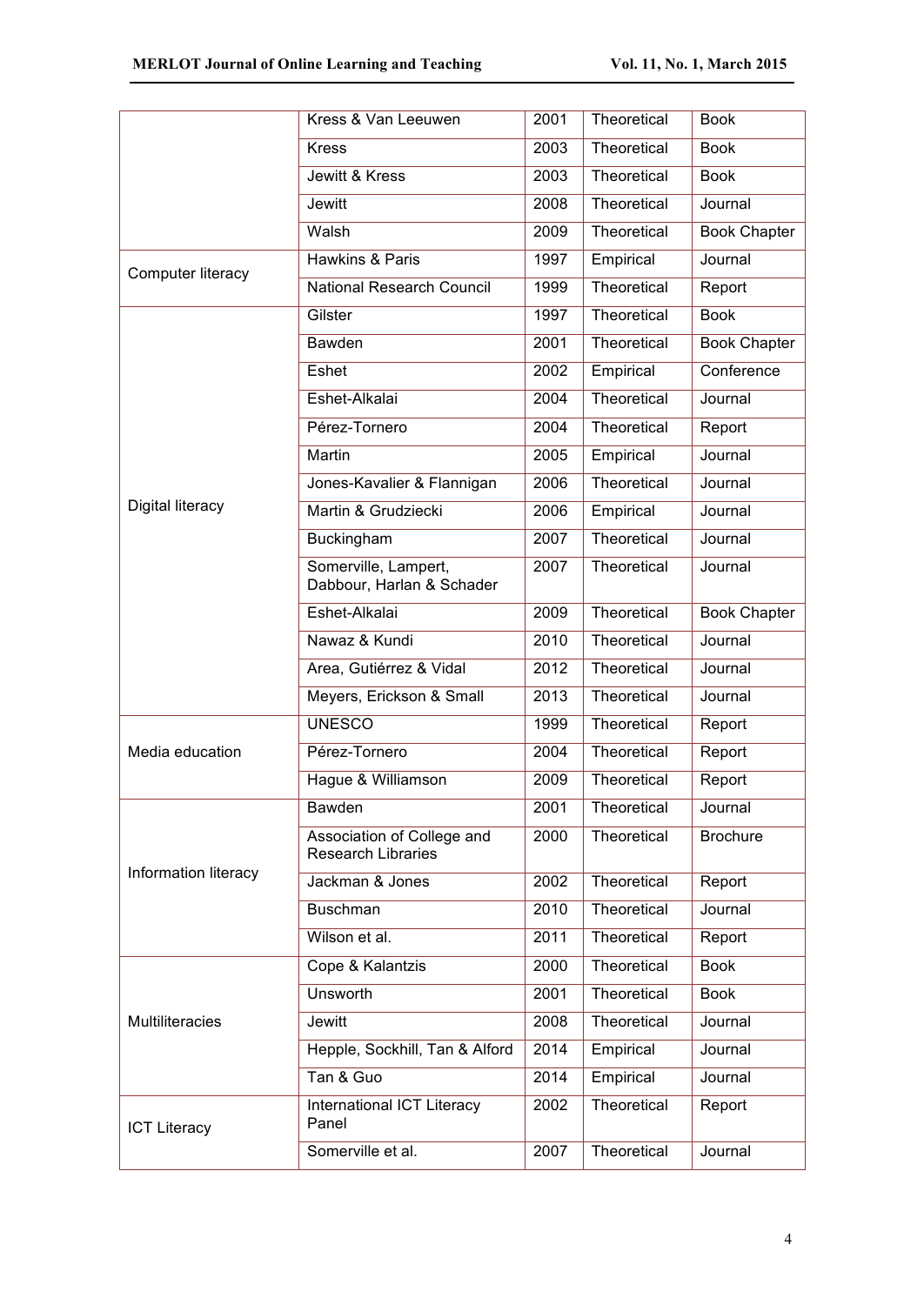| | | | | |
|---|---|---|---|---|
| | Kress & Van Leeuwen | 2001 | Theoretical | Book |
| | Kress | 2003 | Theoretical | Book |
| | Jewitt & Kress | 2003 | Theoretical | Book |
| | Jewitt | 2008 | Theoretical | Journal |
| | Walsh | 2009 | Theoretical | Book Chapter |
| Computer literacy | Hawkins & Paris | 1997 | Empirical | Journal |
| | National Research Council | 1999 | Theoretical | Report |
| Digital literacy | Gilster | 1997 | Theoretical | Book |
| | Bawden | 2001 | Theoretical | Book Chapter |
| | Eshet | 2002 | Empirical | Conference |
| | Eshet-Alkalai | 2004 | Theoretical | Journal |
| | Pérez-Tornero | 2004 | Theoretical | Report |
| | Martin | 2005 | Empirical | Journal |
| | Jones-Kavalier & Flannigan | 2006 | Theoretical | Journal |
| | Martin & Grudziecki | 2006 | Empirical | Journal |
| | Buckingham | 2007 | Theoretical | Journal |
| | Somerville, Lampert, Dabbour, Harlan & Schader | 2007 | Theoretical | Journal |
| | Eshet-Alkalai | 2009 | Theoretical | Book Chapter |
| | Nawaz & Kundi | 2010 | Theoretical | Journal |
| | Area, Gutiérrez & Vidal | 2012 | Theoretical | Journal |
| | Meyers, Erickson & Small | 2013 | Theoretical | Journal |
| Media education | UNESCO | 1999 | Theoretical | Report |
| | Pérez-Tornero | 2004 | Theoretical | Report |
| | Hague & Williamson | 2009 | Theoretical | Report |
| Information literacy | Bawden | 2001 | Theoretical | Journal |
| | Association of College and Research Libraries | 2000 | Theoretical | Brochure |
| | Jackman & Jones | 2002 | Theoretical | Report |
| | Buschman | 2010 | Theoretical | Journal |
| | Wilson et al. | 2011 | Theoretical | Report |
| Multiliteracies | Cope & Kalantzis | 2000 | Theoretical | Book |
| | Unsworth | 2001 | Theoretical | Book |
| | Jewitt | 2008 | Theoretical | Journal |
| | Hepple, Sockhill, Tan & Alford | 2014 | Empirical | Journal |
| | Tan & Guo | 2014 | Empirical | Journal |
| ICT Literacy | International ICT Literacy Panel | 2002 | Theoretical | Report |
| | Somerville et al. | 2007 | Theoretical | Journal |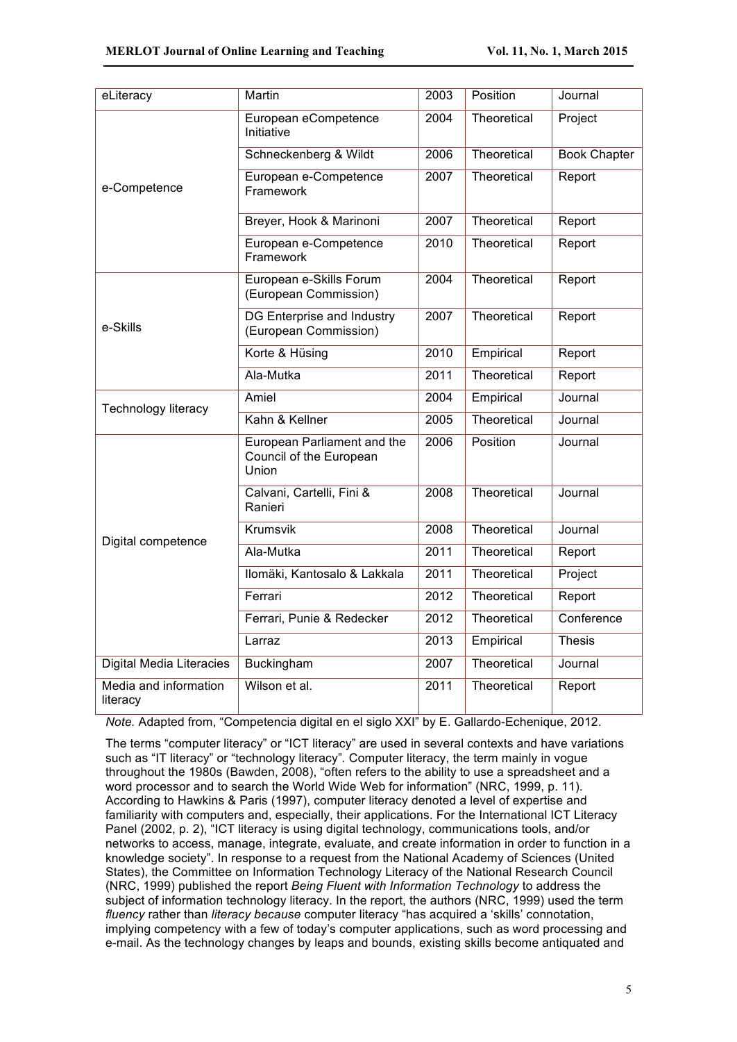| | | | | |
|---|---|---|---|---|
| eLiteracy | Martin | 2003 | Position | Journal |
| e-Competence | European eCompetence Initiative | 2004 | Theoretical | Project |
| | Schneckenberg & Wildt | 2006 | Theoretical | Book Chapter |
| | European e-Competence Framework | 2007 | Theoretical | Report |
| | Breyer, Hook & Marinoni | 2007 | Theoretical | Report |
| | European e-Competence Framework | 2010 | Theoretical | Report |
| e-Skills | European e-Skills Forum (European Commission) | 2004 | Theoretical | Report |
| | DG Enterprise and Industry (European Commission) | 2007 | Theoretical | Report |
| | Korte & Hüsing | 2010 | Empirical | Report |
| | Ala-Mutka | 2011 | Theoretical | Report |
| Technology literacy | Amiel | 2004 | Empirical | Journal |
| | Kahn & Kellner | 2005 | Theoretical | Journal |
| Digital competence | European Parliament and the Council of the European Union | 2006 | Position | Journal |
| | Calvani, Cartelli, Fini & Ranieri | 2008 | Theoretical | Journal |
| | Krumsvik | 2008 | Theoretical | Journal |
| | Ala-Mutka | 2011 | Theoretical | Report |
| | Ilomäki, Kantosalo & Lakkala | 2011 | Theoretical | Project |
| | Ferrari | 2012 | Theoretical | Report |
| | Ferrari, Punie & Redecker | 2012 | Theoretical | Conference |
| | Larraz | 2013 | Empirical | Thesis |
| Digital Media Literacies | Buckingham | 2007 | Theoretical | Journal |
| Media and information literacy | Wilson et al. | 2011 | Theoretical | Report |

*Note.* Adapted from, "Competencia digital en el siglo XXI" by E. Gallardo-Echenique, 2012.

The terms "computer literacy" or "ICT literacy" are used in several contexts and have variations such as "IT literacy" or "technology literacy". Computer literacy, the term mainly in vogue throughout the 1980s (Bawden, 2008), "often refers to the ability to use a spreadsheet and a word processor and to search the World Wide Web for information" (NRC, 1999, p. 11). According to Hawkins & Paris (1997), computer literacy denoted a level of expertise and familiarity with computers and, especially, their applications. For the International ICT Literacy Panel (2002, p. 2), "ICT literacy is using digital technology, communications tools, and/or networks to access, manage, integrate, evaluate, and create information in order to function in a knowledge society". In response to a request from the National Academy of Sciences (United States), the Committee on Information Technology Literacy of the National Research Council (NRC, 1999) published the report *Being Fluent with Information Technology* to address the subject of information technology literacy. In the report, the authors (NRC, 1999) used the term *fluency* rather than *literacy because* computer literacy "has acquired a 'skills' connotation, implying competency with a few of today's computer applications, such as word processing and e-mail. As the technology changes by leaps and bounds, existing skills become antiquated and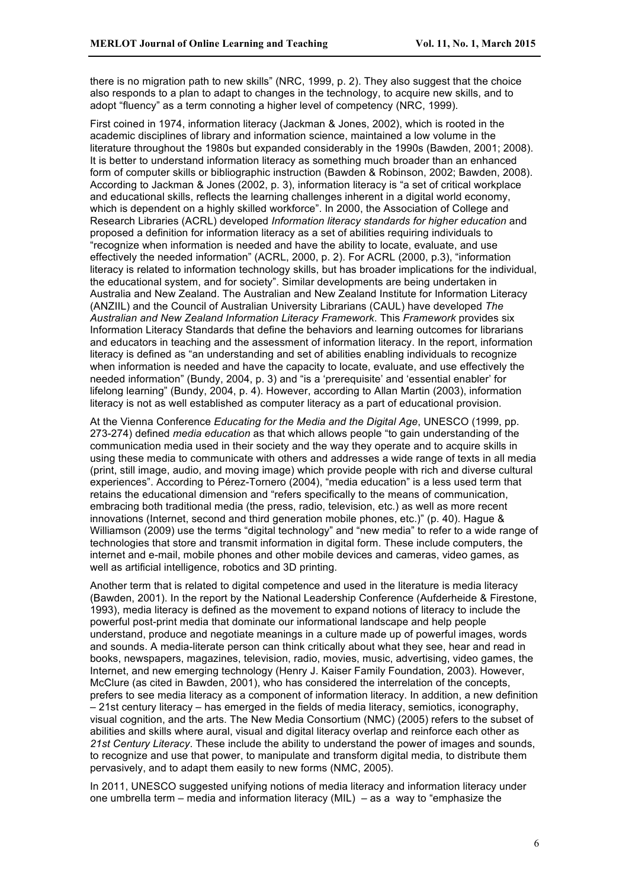there is no migration path to new skills" (NRC, 1999, p. 2). They also suggest that the choice also responds to a plan to adapt to changes in the technology, to acquire new skills, and to adopt "fluency" as a term connoting a higher level of competency (NRC, 1999).

First coined in 1974, information literacy (Jackman & Jones, 2002), which is rooted in the academic disciplines of library and information science, maintained a low volume in the literature throughout the 1980s but expanded considerably in the 1990s (Bawden, 2001; 2008). It is better to understand information literacy as something much broader than an enhanced form of computer skills or bibliographic instruction (Bawden & Robinson, 2002; Bawden, 2008). According to Jackman & Jones (2002, p. 3), information literacy is "a set of critical workplace and educational skills, reflects the learning challenges inherent in a digital world economy, which is dependent on a highly skilled workforce". In 2000, the Association of College and Research Libraries (ACRL) developed *Information literacy standards for higher education* and proposed a definition for information literacy as a set of abilities requiring individuals to "recognize when information is needed and have the ability to locate, evaluate, and use effectively the needed information" (ACRL, 2000, p. 2). For ACRL (2000, p.3), "information literacy is related to information technology skills, but has broader implications for the individual, the educational system, and for society". Similar developments are being undertaken in Australia and New Zealand. The Australian and New Zealand Institute for Information Literacy (ANZIIL) and the Council of Australian University Librarians (CAUL) have developed *The Australian and New Zealand Information Literacy Framework*. This *Framework* provides six Information Literacy Standards that define the behaviors and learning outcomes for librarians and educators in teaching and the assessment of information literacy. In the report, information literacy is defined as "an understanding and set of abilities enabling individuals to recognize when information is needed and have the capacity to locate, evaluate, and use effectively the needed information" (Bundy, 2004, p. 3) and "is a 'prerequisite' and 'essential enabler' for lifelong learning" (Bundy, 2004, p. 4). However, according to Allan Martin (2003), information literacy is not as well established as computer literacy as a part of educational provision.

At the Vienna Conference *Educating for the Media and the Digital Age*, UNESCO (1999, pp. 273-274) defined *media education* as that which allows people "to gain understanding of the communication media used in their society and the way they operate and to acquire skills in using these media to communicate with others and addresses a wide range of texts in all media (print, still image, audio, and moving image) which provide people with rich and diverse cultural experiences". According to Pérez-Tornero (2004), "media education" is a less used term that retains the educational dimension and "refers specifically to the means of communication, embracing both traditional media (the press, radio, television, etc.) as well as more recent innovations (Internet, second and third generation mobile phones, etc.)" (p. 40). Hague & Williamson (2009) use the terms "digital technology" and "new media" to refer to a wide range of technologies that store and transmit information in digital form. These include computers, the internet and e-mail, mobile phones and other mobile devices and cameras, video games, as well as artificial intelligence, robotics and 3D printing.

Another term that is related to digital competence and used in the literature is media literacy (Bawden, 2001). In the report by the National Leadership Conference (Aufderheide & Firestone, 1993), media literacy is defined as the movement to expand notions of literacy to include the powerful post-print media that dominate our informational landscape and help people understand, produce and negotiate meanings in a culture made up of powerful images, words and sounds. A media-literate person can think critically about what they see, hear and read in books, newspapers, magazines, television, radio, movies, music, advertising, video games, the Internet, and new emerging technology (Henry J. Kaiser Family Foundation, 2003). However, McClure (as cited in Bawden, 2001), who has considered the interrelation of the concepts, prefers to see media literacy as a component of information literacy. In addition, a new definition – 21st century literacy – has emerged in the fields of media literacy, semiotics, iconography, visual cognition, and the arts. The New Media Consortium (NMC) (2005) refers to the subset of abilities and skills where aural, visual and digital literacy overlap and reinforce each other as *21st Century Literacy*. These include the ability to understand the power of images and sounds, to recognize and use that power, to manipulate and transform digital media, to distribute them pervasively, and to adapt them easily to new forms (NMC, 2005).

In 2011, UNESCO suggested unifying notions of media literacy and information literacy under one umbrella term – media and information literacy (MIL) – as a way to "emphasize the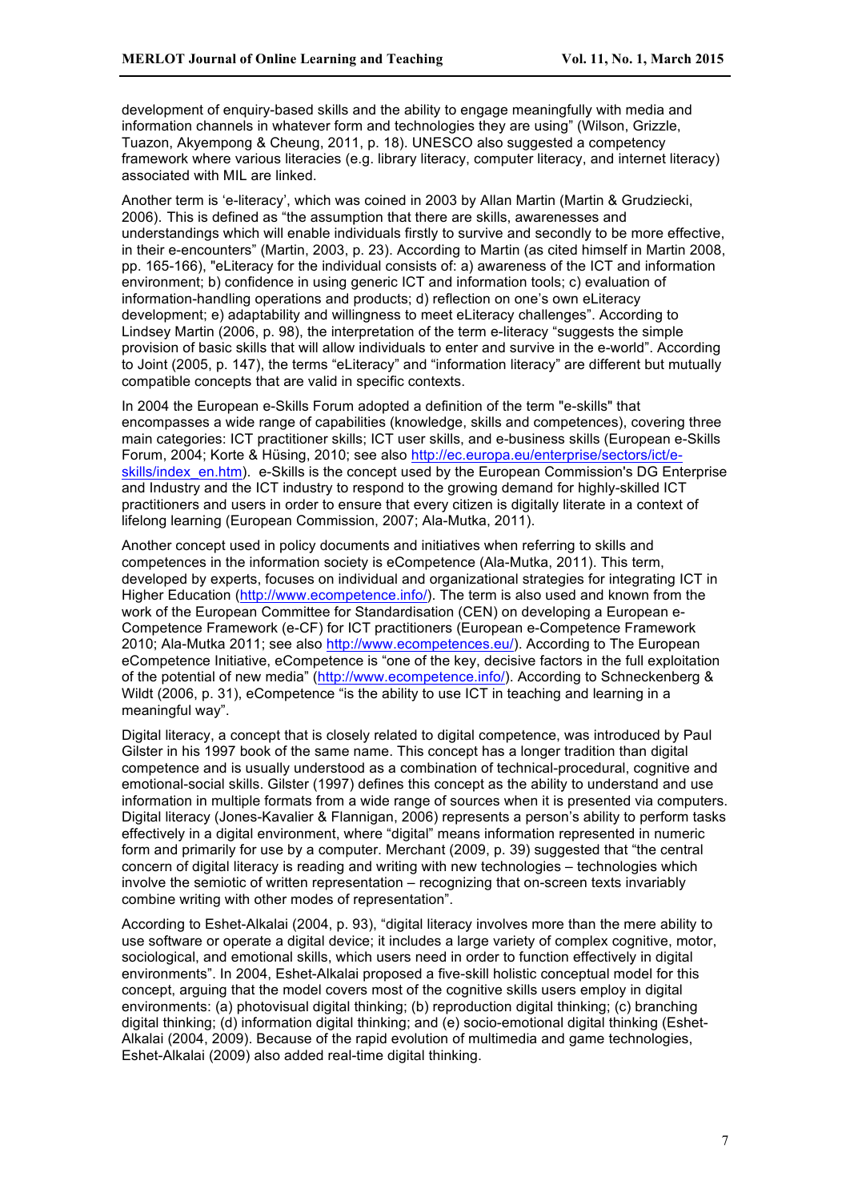development of enquiry-based skills and the ability to engage meaningfully with media and information channels in whatever form and technologies they are using" (Wilson, Grizzle, Tuazon, Akyempong & Cheung, 2011, p. 18). UNESCO also suggested a competency framework where various literacies (e.g. library literacy, computer literacy, and internet literacy) associated with MIL are linked.

Another term is 'e-literacy', which was coined in 2003 by Allan Martin (Martin & Grudziecki, 2006). This is defined as "the assumption that there are skills, awarenesses and understandings which will enable individuals firstly to survive and secondly to be more effective, in their e-encounters" (Martin, 2003, p. 23). According to Martin (as cited himself in Martin 2008, pp. 165-166), "eLiteracy for the individual consists of: a) awareness of the ICT and information environment; b) confidence in using generic ICT and information tools; c) evaluation of information-handling operations and products; d) reflection on one's own eLiteracy development; e) adaptability and willingness to meet eLiteracy challenges". According to Lindsey Martin (2006, p. 98), the interpretation of the term e-literacy "suggests the simple provision of basic skills that will allow individuals to enter and survive in the e-world". According to Joint (2005, p. 147), the terms "eLiteracy" and "information literacy" are different but mutually compatible concepts that are valid in specific contexts.

In 2004 the European e-Skills Forum adopted a definition of the term "e-skills" that encompasses a wide range of capabilities (knowledge, skills and competences), covering three main categories: ICT practitioner skills; ICT user skills, and e-business skills (European e-Skills Forum, 2004; Korte & Hüsing, 2010; see also http://ec.europa.eu/enterprise/sectors/ict/e-skills/index_en.htm). e-Skills is the concept used by the European Commission's DG Enterprise and Industry and the ICT industry to respond to the growing demand for highly-skilled ICT practitioners and users in order to ensure that every citizen is digitally literate in a context of lifelong learning (European Commission, 2007; Ala-Mutka, 2011).

Another concept used in policy documents and initiatives when referring to skills and competences in the information society is eCompetence (Ala-Mutka, 2011). This term, developed by experts, focuses on individual and organizational strategies for integrating ICT in Higher Education (http://www.ecompetence.info/). The term is also used and known from the work of the European Committee for Standardisation (CEN) on developing a European e-Competence Framework (e-CF) for ICT practitioners (European e-Competence Framework 2010; Ala-Mutka 2011; see also http://www.ecompetences.eu/). According to The European eCompetence Initiative, eCompetence is "one of the key, decisive factors in the full exploitation of the potential of new media" (http://www.ecompetence.info/). According to Schneckenberg & Wildt (2006, p. 31), eCompetence "is the ability to use ICT in teaching and learning in a meaningful way".

Digital literacy, a concept that is closely related to digital competence, was introduced by Paul Gilster in his 1997 book of the same name. This concept has a longer tradition than digital competence and is usually understood as a combination of technical-procedural, cognitive and emotional-social skills. Gilster (1997) defines this concept as the ability to understand and use information in multiple formats from a wide range of sources when it is presented via computers. Digital literacy (Jones-Kavalier & Flannigan, 2006) represents a person's ability to perform tasks effectively in a digital environment, where "digital" means information represented in numeric form and primarily for use by a computer. Merchant (2009, p. 39) suggested that "the central concern of digital literacy is reading and writing with new technologies – technologies which involve the semiotic of written representation – recognizing that on-screen texts invariably combine writing with other modes of representation".

According to Eshet-Alkalai (2004, p. 93), "digital literacy involves more than the mere ability to use software or operate a digital device; it includes a large variety of complex cognitive, motor, sociological, and emotional skills, which users need in order to function effectively in digital environments". In 2004, Eshet-Alkalai proposed a five-skill holistic conceptual model for this concept, arguing that the model covers most of the cognitive skills users employ in digital environments: (a) photovisual digital thinking; (b) reproduction digital thinking; (c) branching digital thinking; (d) information digital thinking; and (e) socio-emotional digital thinking (Eshet-Alkalai (2004, 2009). Because of the rapid evolution of multimedia and game technologies, Eshet-Alkalai (2009) also added real-time digital thinking.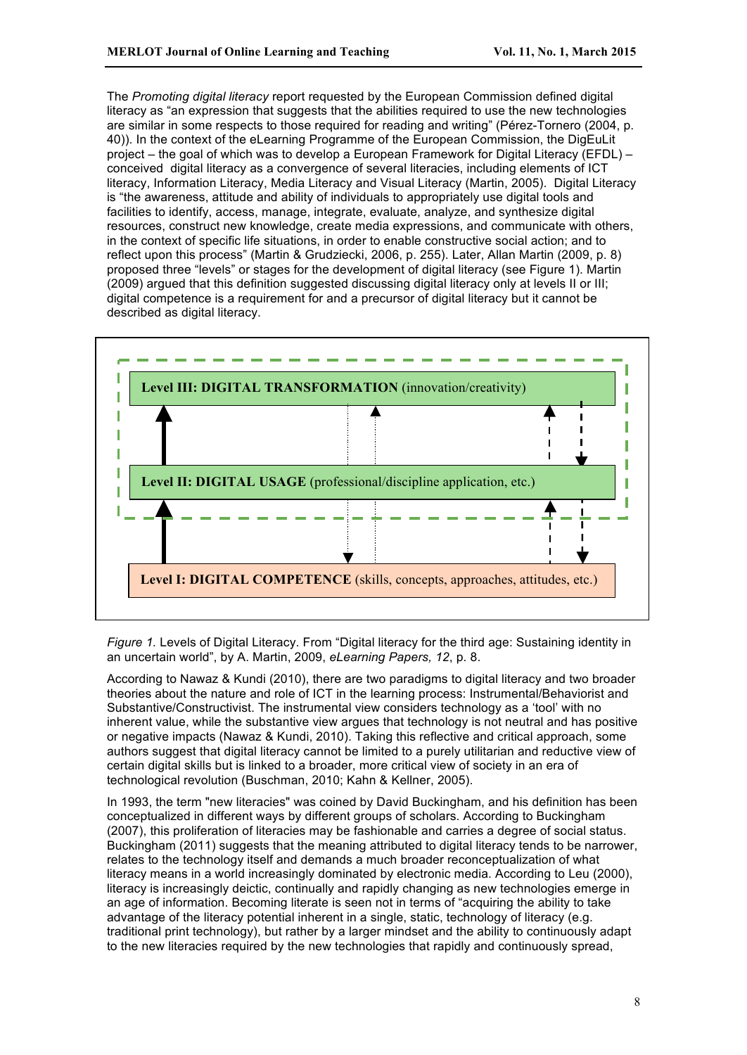The *Promoting digital literacy* report requested by the European Commission defined digital literacy as "an expression that suggests that the abilities required to use the new technologies are similar in some respects to those required for reading and writing" (Pérez-Tornero (2004, p. 40)). In the context of the eLearning Programme of the European Commission, the DigEuLit project – the goal of which was to develop a European Framework for Digital Literacy (EFDL) – conceived digital literacy as a convergence of several literacies, including elements of ICT literacy, Information Literacy, Media Literacy and Visual Literacy (Martin, 2005). Digital Literacy is "the awareness, attitude and ability of individuals to appropriately use digital tools and facilities to identify, access, manage, integrate, evaluate, analyze, and synthesize digital resources, construct new knowledge, create media expressions, and communicate with others, in the context of specific life situations, in order to enable constructive social action; and to reflect upon this process" (Martin & Grudziecki, 2006, p. 255). Later, Allan Martin (2009, p. 8) proposed three "levels" or stages for the development of digital literacy (see Figure 1). Martin (2009) argued that this definition suggested discussing digital literacy only at levels II or III; digital competence is a requirement for and a precursor of digital literacy but it cannot be described as digital literacy.

**Level III: DIGITAL TRANSFORMATION** (innovation/creativity)

**Level II: DIGITAL USAGE** (professional/discipline application, etc.)

**Level I: DIGITAL COMPETENCE** (skills, concepts, approaches, attitudes, etc.)

*Figure 1.* Levels of Digital Literacy. From "Digital literacy for the third age: Sustaining identity in an uncertain world", by A. Martin, 2009, *eLearning Papers, 12*, p. 8.

According to Nawaz & Kundi (2010), there are two paradigms to digital literacy and two broader theories about the nature and role of ICT in the learning process: Instrumental/Behaviorist and Substantive/Constructivist. The instrumental view considers technology as a 'tool' with no inherent value, while the substantive view argues that technology is not neutral and has positive or negative impacts (Nawaz & Kundi, 2010). Taking this reflective and critical approach, some authors suggest that digital literacy cannot be limited to a purely utilitarian and reductive view of certain digital skills but is linked to a broader, more critical view of society in an era of technological revolution (Buschman, 2010; Kahn & Kellner, 2005).

In 1993, the term "new literacies" was coined by David Buckingham, and his definition has been conceptualized in different ways by different groups of scholars. According to Buckingham (2007), this proliferation of literacies may be fashionable and carries a degree of social status. Buckingham (2011) suggests that the meaning attributed to digital literacy tends to be narrower, relates to the technology itself and demands a much broader reconceptualization of what literacy means in a world increasingly dominated by electronic media. According to Leu (2000), literacy is increasingly deictic, continually and rapidly changing as new technologies emerge in an age of information. Becoming literate is seen not in terms of "acquiring the ability to take advantage of the literacy potential inherent in a single, static, technology of literacy (e.g. traditional print technology), but rather by a larger mindset and the ability to continuously adapt to the new literacies required by the new technologies that rapidly and continuously spread,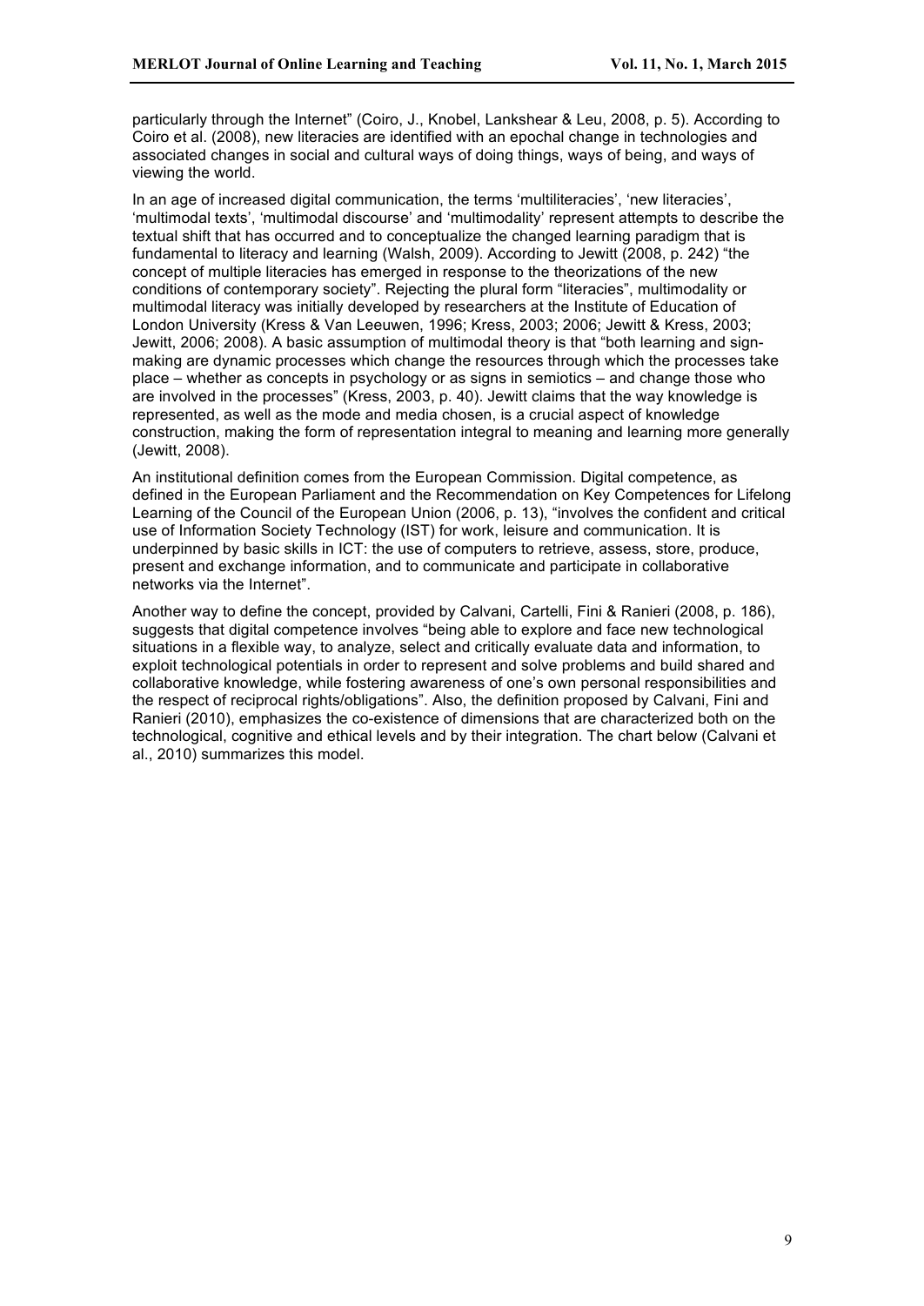particularly through the Internet" (Coiro, J., Knobel, Lankshear & Leu, 2008, p. 5). According to Coiro et al. (2008), new literacies are identified with an epochal change in technologies and associated changes in social and cultural ways of doing things, ways of being, and ways of viewing the world.

In an age of increased digital communication, the terms 'multiliteracies', 'new literacies', 'multimodal texts', 'multimodal discourse' and 'multimodality' represent attempts to describe the textual shift that has occurred and to conceptualize the changed learning paradigm that is fundamental to literacy and learning (Walsh, 2009). According to Jewitt (2008, p. 242) "the concept of multiple literacies has emerged in response to the theorizations of the new conditions of contemporary society". Rejecting the plural form "literacies", multimodality or multimodal literacy was initially developed by researchers at the Institute of Education of London University (Kress & Van Leeuwen, 1996; Kress, 2003; 2006; Jewitt & Kress, 2003; Jewitt, 2006; 2008). A basic assumption of multimodal theory is that "both learning and sign-making are dynamic processes which change the resources through which the processes take place – whether as concepts in psychology or as signs in semiotics – and change those who are involved in the processes" (Kress, 2003, p. 40). Jewitt claims that the way knowledge is represented, as well as the mode and media chosen, is a crucial aspect of knowledge construction, making the form of representation integral to meaning and learning more generally (Jewitt, 2008).

An institutional definition comes from the European Commission. Digital competence, as defined in the European Parliament and the Recommendation on Key Competences for Lifelong Learning of the Council of the European Union (2006, p. 13), "involves the confident and critical use of Information Society Technology (IST) for work, leisure and communication. It is underpinned by basic skills in ICT: the use of computers to retrieve, assess, store, produce, present and exchange information, and to communicate and participate in collaborative networks via the Internet".

Another way to define the concept, provided by Calvani, Cartelli, Fini & Ranieri (2008, p. 186), suggests that digital competence involves "being able to explore and face new technological situations in a flexible way, to analyze, select and critically evaluate data and information, to exploit technological potentials in order to represent and solve problems and build shared and collaborative knowledge, while fostering awareness of one's own personal responsibilities and the respect of reciprocal rights/obligations". Also, the definition proposed by Calvani, Fini and Ranieri (2010), emphasizes the co-existence of dimensions that are characterized both on the technological, cognitive and ethical levels and by their integration. The chart below (Calvani et al., 2010) summarizes this model.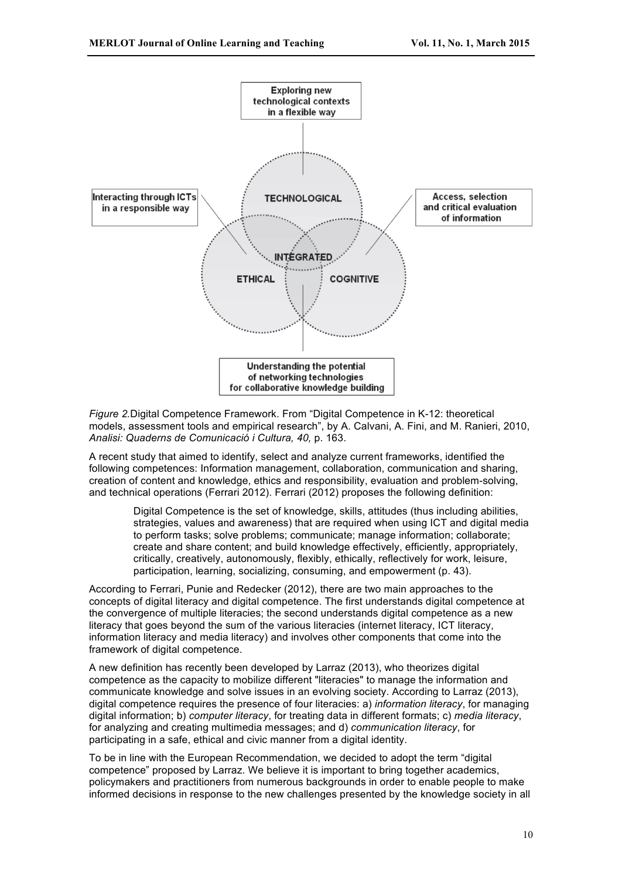Exploring new technological contexts in a flexible way

Interacting through ICTs in a responsible way

TECHNOLOGICAL

Access, selection and critical evaluation of information

INTEGRATED

ETHICAL

COGNITIVE

Understanding the potential of networking technologies for collaborative knowledge building

*Figure 2.* Digital Competence Framework. From "Digital Competence in K-12: theoretical models, assessment tools and empirical research", by A. Calvani, A. Fini, and M. Ranieri, 2010, *Analisi: Quaderns de Comunicació i Cultura, 40,* p. 163.

A recent study that aimed to identify, select and analyze current frameworks, identified the following competences: Information management, collaboration, communication and sharing, creation of content and knowledge, ethics and responsibility, evaluation and problem-solving, and technical operations (Ferrari 2012). Ferrari (2012) proposes the following definition:

> Digital Competence is the set of knowledge, skills, attitudes (thus including abilities, strategies, values and awareness) that are required when using ICT and digital media to perform tasks; solve problems; communicate; manage information; collaborate; create and share content; and build knowledge effectively, efficiently, appropriately, critically, creatively, autonomously, flexibly, ethically, reflectively for work, leisure, participation, learning, socializing, consuming, and empowerment (p. 43).

According to Ferrari, Punie and Redecker (2012), there are two main approaches to the concepts of digital literacy and digital competence. The first understands digital competence at the convergence of multiple literacies; the second understands digital competence as a new literacy that goes beyond the sum of the various literacies (internet literacy, ICT literacy, information literacy and media literacy) and involves other components that come into the framework of digital competence.

A new definition has recently been developed by Larraz (2013), who theorizes digital competence as the capacity to mobilize different "literacies" to manage the information and communicate knowledge and solve issues in an evolving society. According to Larraz (2013), digital competence requires the presence of four literacies: a) *information literacy*, for managing digital information; b) *computer literacy*, for treating data in different formats; c) *media literacy*, for analyzing and creating multimedia messages; and d) *communication literacy*, for participating in a safe, ethical and civic manner from a digital identity.

To be in line with the European Recommendation, we decided to adopt the term "digital competence" proposed by Larraz. We believe it is important to bring together academics, policymakers and practitioners from numerous backgrounds in order to enable people to make informed decisions in response to the new challenges presented by the knowledge society in all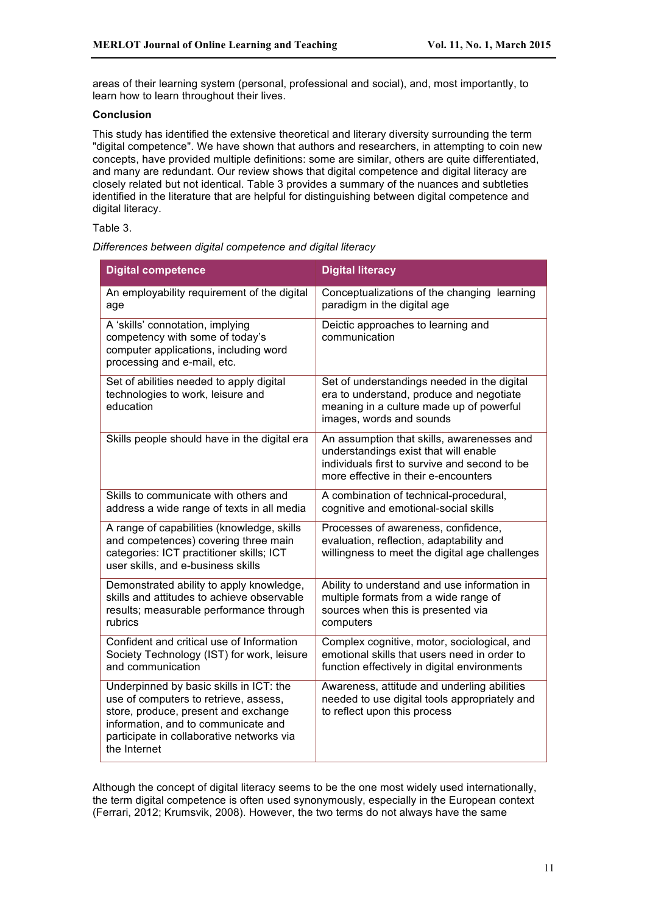areas of their learning system (personal, professional and social), and, most importantly, to learn how to learn throughout their lives.

### Conclusion

This study has identified the extensive theoretical and literary diversity surrounding the term "digital competence". We have shown that authors and researchers, in attempting to coin new concepts, have provided multiple definitions: some are similar, others are quite differentiated, and many are redundant. Our review shows that digital competence and digital literacy are closely related but not identical. Table 3 provides a summary of the nuances and subtleties identified in the literature that are helpful for distinguishing between digital competence and digital literacy.

Table 3.

*Differences between digital competence and digital literacy*

| Digital competence | Digital literacy |
|---|---|
| An employability requirement of the digital age | Conceptualizations of the changing learning paradigm in the digital age |
| A 'skills' connotation, implying competency with some of today's computer applications, including word processing and e-mail, etc. | Deictic approaches to learning and communication |
| Set of abilities needed to apply digital technologies to work, leisure and education | Set of understandings needed in the digital era to understand, produce and negotiate meaning in a culture made up of powerful images, words and sounds |
| Skills people should have in the digital era | An assumption that skills, awarenesses and understandings exist that will enable individuals first to survive and second to be more effective in their e-encounters |
| Skills to communicate with others and address a wide range of texts in all media | A combination of technical-procedural, cognitive and emotional-social skills |
| A range of capabilities (knowledge, skills and competences) covering three main categories: ICT practitioner skills; ICT user skills, and e-business skills | Processes of awareness, confidence, evaluation, reflection, adaptability and willingness to meet the digital age challenges |
| Demonstrated ability to apply knowledge, skills and attitudes to achieve observable results; measurable performance through rubrics | Ability to understand and use information in multiple formats from a wide range of sources when this is presented via computers |
| Confident and critical use of Information Society Technology (IST) for work, leisure and communication | Complex cognitive, motor, sociological, and emotional skills that users need in order to function effectively in digital environments |
| Underpinned by basic skills in ICT: the use of computers to retrieve, assess, store, produce, present and exchange information, and to communicate and participate in collaborative networks via the Internet | Awareness, attitude and underling abilities needed to use digital tools appropriately and to reflect upon this process |

Although the concept of digital literacy seems to be the one most widely used internationally, the term digital competence is often used synonymously, especially in the European context (Ferrari, 2012; Krumsvik, 2008). However, the two terms do not always have the same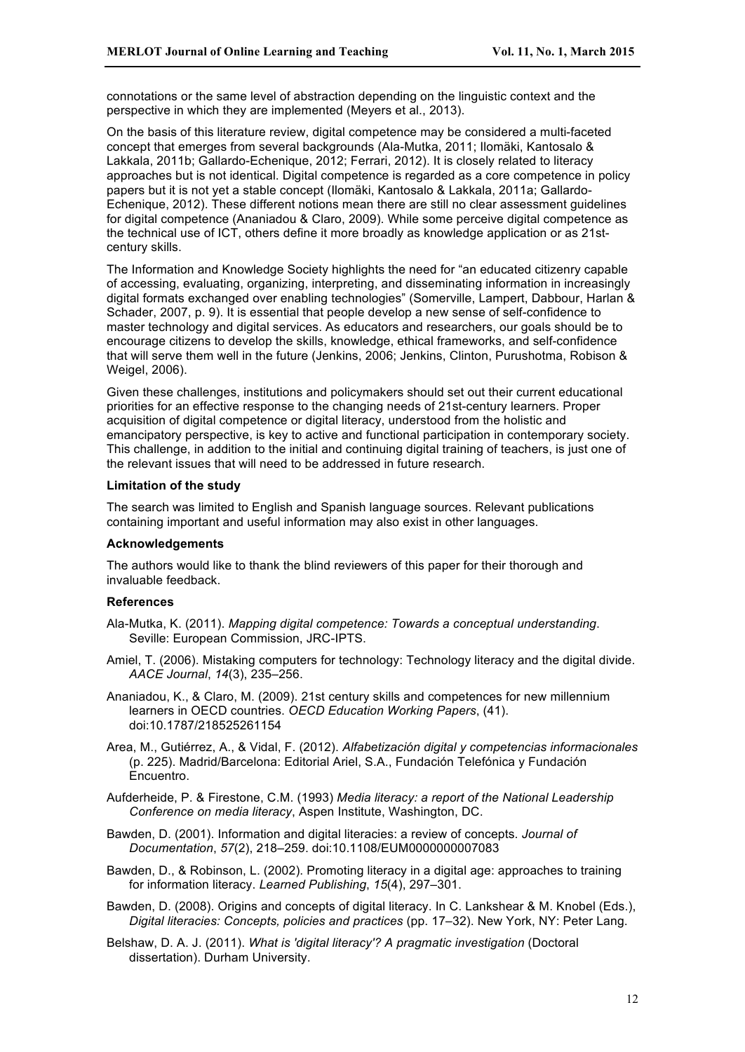connotations or the same level of abstraction depending on the linguistic context and the perspective in which they are implemented (Meyers et al., 2013).

On the basis of this literature review, digital competence may be considered a multi-faceted concept that emerges from several backgrounds (Ala-Mutka, 2011; Ilomäki, Kantosalo & Lakkala, 2011b; Gallardo-Echenique, 2012; Ferrari, 2012). It is closely related to literacy approaches but is not identical. Digital competence is regarded as a core competence in policy papers but it is not yet a stable concept (Ilomäki, Kantosalo & Lakkala, 2011a; Gallardo-Echenique, 2012). These different notions mean there are still no clear assessment guidelines for digital competence (Ananiadou & Claro, 2009). While some perceive digital competence as the technical use of ICT, others define it more broadly as knowledge application or as 21st-century skills.

The Information and Knowledge Society highlights the need for "an educated citizenry capable of accessing, evaluating, organizing, interpreting, and disseminating information in increasingly digital formats exchanged over enabling technologies" (Somerville, Lampert, Dabbour, Harlan & Schader, 2007, p. 9). It is essential that people develop a new sense of self-confidence to master technology and digital services. As educators and researchers, our goals should be to encourage citizens to develop the skills, knowledge, ethical frameworks, and self-confidence that will serve them well in the future (Jenkins, 2006; Jenkins, Clinton, Purushotma, Robison & Weigel, 2006).

Given these challenges, institutions and policymakers should set out their current educational priorities for an effective response to the changing needs of 21st-century learners. Proper acquisition of digital competence or digital literacy, understood from the holistic and emancipatory perspective, is key to active and functional participation in contemporary society. This challenge, in addition to the initial and continuing digital training of teachers, is just one of the relevant issues that will need to be addressed in future research.

**Limitation of the study**

The search was limited to English and Spanish language sources. Relevant publications containing important and useful information may also exist in other languages.

**Acknowledgements**

The authors would like to thank the blind reviewers of this paper for their thorough and invaluable feedback.

**References**

Ala-Mutka, K. (2011). *Mapping digital competence: Towards a conceptual understanding*. Seville: European Commission, JRC-IPTS.

Amiel, T. (2006). Mistaking computers for technology: Technology literacy and the digital divide. *AACE Journal*, *14*(3), 235–256.

Ananiadou, K., & Claro, M. (2009). 21st century skills and competences for new millennium learners in OECD countries. *OECD Education Working Papers*, (41). doi:10.1787/218525261154

Area, M., Gutiérrez, A., & Vidal, F. (2012). *Alfabetización digital y competencias informacionales* (p. 225). Madrid/Barcelona: Editorial Ariel, S.A., Fundación Telefónica y Fundación Encuentro.

Aufderheide, P. & Firestone, C.M. (1993) *Media literacy: a report of the National Leadership Conference on media literacy*, Aspen Institute, Washington, DC.

Bawden, D. (2001). Information and digital literacies: a review of concepts. *Journal of Documentation*, *57*(2), 218–259. doi:10.1108/EUM0000000007083

Bawden, D., & Robinson, L. (2002). Promoting literacy in a digital age: approaches to training for information literacy. *Learned Publishing*, *15*(4), 297–301.

Bawden, D. (2008). Origins and concepts of digital literacy. In C. Lankshear & M. Knobel (Eds.), *Digital literacies: Concepts, policies and practices* (pp. 17–32). New York, NY: Peter Lang.

Belshaw, D. A. J. (2011). *What is 'digital literacy'? A pragmatic investigation* (Doctoral dissertation). Durham University.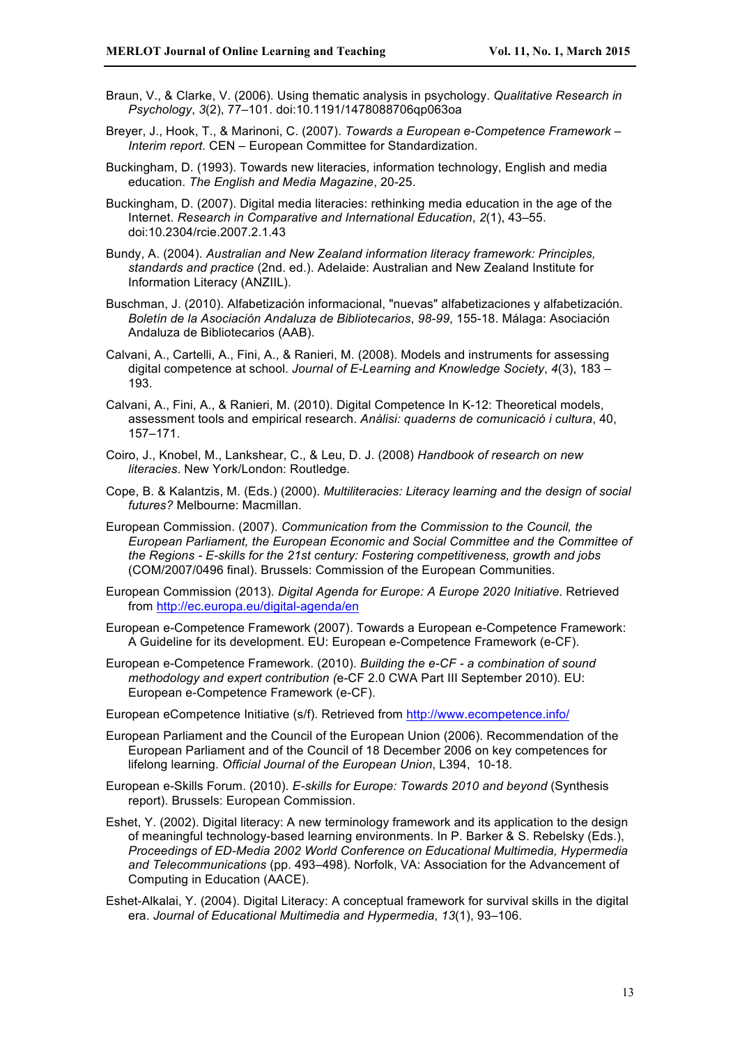Braun, V., & Clarke, V. (2006). Using thematic analysis in psychology. *Qualitative Research in Psychology*, *3*(2), 77–101. doi:10.1191/1478088706qp063oa

Breyer, J., Hook, T., & Marinoni, C. (2007). *Towards a European e-Competence Framework – Interim report.* CEN – European Committee for Standardization.

Buckingham, D. (1993). Towards new literacies, information technology, English and media education. *The English and Media Magazine*, 20-25.

Buckingham, D. (2007). Digital media literacies: rethinking media education in the age of the Internet. *Research in Comparative and International Education*, *2*(1), 43–55. doi:10.2304/rcie.2007.2.1.43

Bundy, A. (2004). *Australian and New Zealand information literacy framework: Principles, standards and practice* (2nd. ed.). Adelaide: Australian and New Zealand Institute for Information Literacy (ANZIIL).

Buschman, J. (2010). Alfabetización informacional, "nuevas" alfabetizaciones y alfabetización. *Boletín de la Asociación Andaluza de Bibliotecarios*, *98-99*, 155-18. Málaga: Asociación Andaluza de Bibliotecarios (AAB).

Calvani, A., Cartelli, A., Fini, A., & Ranieri, M. (2008). Models and instruments for assessing digital competence at school. *Journal of E-Learning and Knowledge Society*, *4*(3), 183 – 193.

Calvani, A., Fini, A., & Ranieri, M. (2010). Digital Competence In K-12: Theoretical models, assessment tools and empirical research. *Anàlisi: quaderns de comunicació i cultura*, 40, 157–171.

Coiro, J., Knobel, M., Lankshear, C., & Leu, D. J. (2008) *Handbook of research on new literacies*. New York/London: Routledge.

Cope, B. & Kalantzis, M. (Eds.) (2000). *Multiliteracies: Literacy learning and the design of social futures?* Melbourne: Macmillan.

European Commission. (2007). *Communication from the Commission to the Council, the European Parliament, the European Economic and Social Committee and the Committee of the Regions - E-skills for the 21st century: Fostering competitiveness, growth and jobs* (COM/2007/0496 final). Brussels: Commission of the European Communities.

European Commission (2013). *Digital Agenda for Europe: A Europe 2020 Initiative*. Retrieved from http://ec.europa.eu/digital-agenda/en

European e-Competence Framework (2007). Towards a European e-Competence Framework: A Guideline for its development. EU: European e-Competence Framework (e-CF).

European e-Competence Framework. (2010). *Building the e-CF - a combination of sound methodology and expert contribution (*e-CF 2.0 CWA Part III September 2010). EU: European e-Competence Framework (e-CF).

European eCompetence Initiative (s/f). Retrieved from http://www.ecompetence.info/

European Parliament and the Council of the European Union (2006). Recommendation of the European Parliament and of the Council of 18 December 2006 on key competences for lifelong learning. *Official Journal of the European Union*, L394, 10-18.

European e-Skills Forum. (2010). *E-skills for Europe: Towards 2010 and beyond* (Synthesis report). Brussels: European Commission.

Eshet, Y. (2002). Digital literacy: A new terminology framework and its application to the design of meaningful technology-based learning environments. In P. Barker & S. Rebelsky (Eds.), *Proceedings of ED-Media 2002 World Conference on Educational Multimedia, Hypermedia and Telecommunications* (pp. 493–498). Norfolk, VA: Association for the Advancement of Computing in Education (AACE).

Eshet-Alkalai, Y. (2004). Digital Literacy: A conceptual framework for survival skills in the digital era. *Journal of Educational Multimedia and Hypermedia*, *13*(1), 93–106.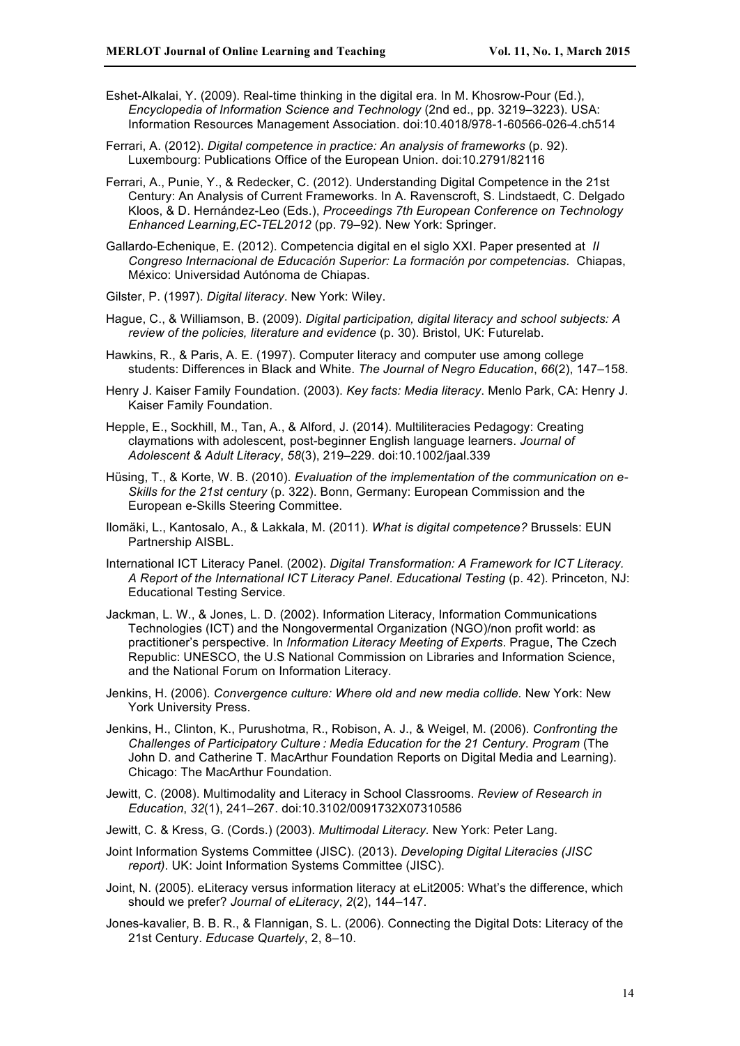Eshet-Alkalai, Y. (2009). Real-time thinking in the digital era. In M. Khosrow-Pour (Ed.), *Encyclopedia of Information Science and Technology* (2nd ed., pp. 3219–3223). USA: Information Resources Management Association. doi:10.4018/978-1-60566-026-4.ch514

Ferrari, A. (2012). *Digital competence in practice: An analysis of frameworks* (p. 92). Luxembourg: Publications Office of the European Union. doi:10.2791/82116

Ferrari, A., Punie, Y., & Redecker, C. (2012). Understanding Digital Competence in the 21st Century: An Analysis of Current Frameworks. In A. Ravenscroft, S. Lindstaedt, C. Delgado Kloos, & D. Hernández-Leo (Eds.), *Proceedings 7th European Conference on Technology Enhanced Learning,EC-TEL2012* (pp. 79–92). New York: Springer.

Gallardo-Echenique, E. (2012). Competencia digital en el siglo XXI. Paper presented at *II Congreso Internacional de Educación Superior: La formación por competencias*. Chiapas, México: Universidad Autónoma de Chiapas.

Gilster, P. (1997). *Digital literacy*. New York: Wiley.

Hague, C., & Williamson, B. (2009). *Digital participation, digital literacy and school subjects: A review of the policies, literature and evidence* (p. 30). Bristol, UK: Futurelab.

Hawkins, R., & Paris, A. E. (1997). Computer literacy and computer use among college students: Differences in Black and White. *The Journal of Negro Education*, *66*(2), 147–158.

Henry J. Kaiser Family Foundation. (2003). *Key facts: Media literacy*. Menlo Park, CA: Henry J. Kaiser Family Foundation.

Hepple, E., Sockhill, M., Tan, A., & Alford, J. (2014). Multiliteracies Pedagogy: Creating claymations with adolescent, post-beginner English language learners. *Journal of Adolescent & Adult Literacy*, *58*(3), 219–229. doi:10.1002/jaal.339

Hüsing, T., & Korte, W. B. (2010). *Evaluation of the implementation of the communication on e-Skills for the 21st century* (p. 322). Bonn, Germany: European Commission and the European e-Skills Steering Committee.

Ilomäki, L., Kantosalo, A., & Lakkala, M. (2011). *What is digital competence?* Brussels: EUN Partnership AISBL.

International ICT Literacy Panel. (2002). *Digital Transformation: A Framework for ICT Literacy. A Report of the International ICT Literacy Panel*. *Educational Testing* (p. 42). Princeton, NJ: Educational Testing Service.

Jackman, L. W., & Jones, L. D. (2002). Information Literacy, Information Communications Technologies (ICT) and the Nongovermental Organization (NGO)/non profit world: as practitioner's perspective. In *Information Literacy Meeting of Experts*. Prague, The Czech Republic: UNESCO, the U.S National Commission on Libraries and Information Science, and the National Forum on Information Literacy.

Jenkins, H. (2006). *Convergence culture: Where old and new media collide.* New York: New York University Press.

Jenkins, H., Clinton, K., Purushotma, R., Robison, A. J., & Weigel, M. (2006). *Confronting the Challenges of Participatory Culture : Media Education for the 21 Century. Program* (The John D. and Catherine T. MacArthur Foundation Reports on Digital Media and Learning). Chicago: The MacArthur Foundation.

Jewitt, C. (2008). Multimodality and Literacy in School Classrooms. *Review of Research in Education*, *32*(1), 241–267. doi:10.3102/0091732X07310586

Jewitt, C. & Kress, G. (Cords.) (2003). *Multimodal Literacy.* New York: Peter Lang.

Joint Information Systems Committee (JISC). (2013). *Developing Digital Literacies (JISC report)*. UK: Joint Information Systems Committee (JISC).

Joint, N. (2005). eLiteracy versus information literacy at eLit2005: What's the difference, which should we prefer? *Journal of eLiteracy*, *2*(2), 144–147.

Jones-kavalier, B. B. R., & Flannigan, S. L. (2006). Connecting the Digital Dots: Literacy of the 21st Century. *Educase Quartely*, 2, 8–10.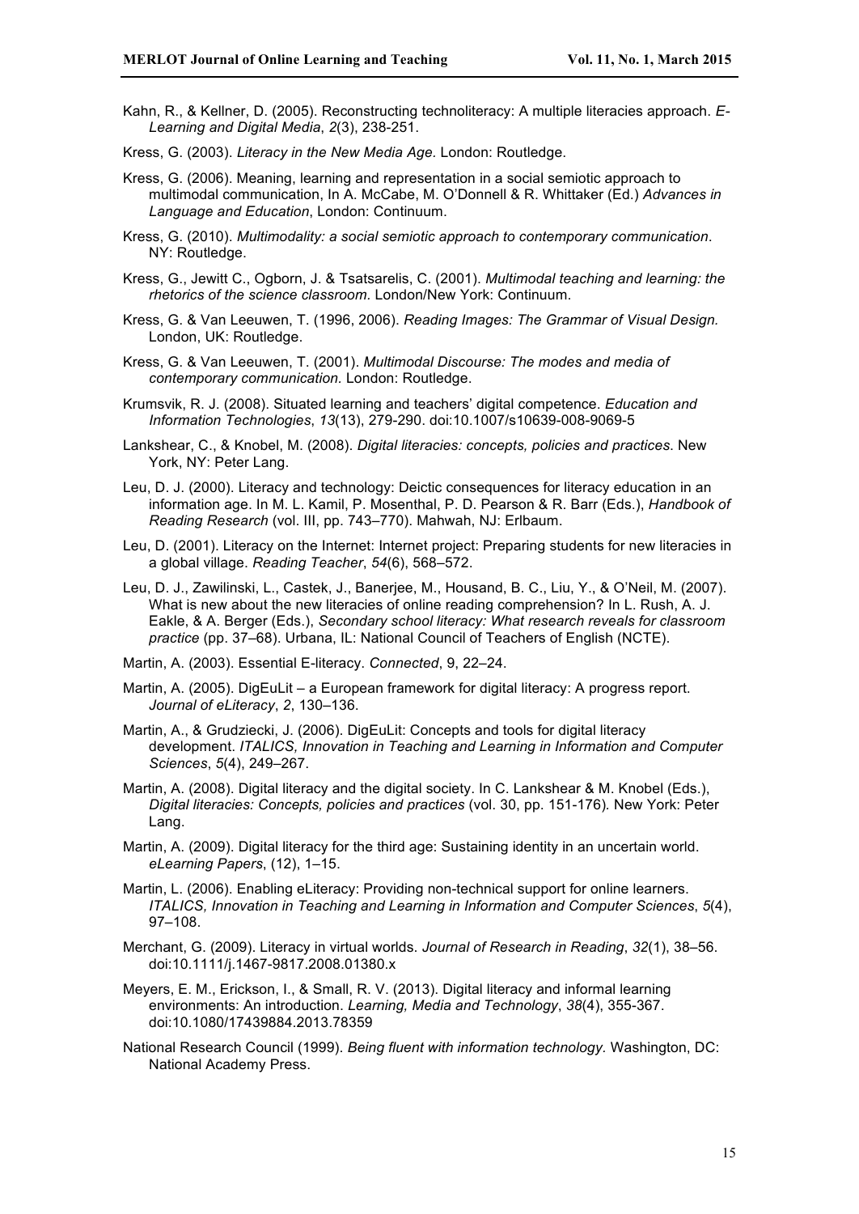Kahn, R., & Kellner, D. (2005). Reconstructing technoliteracy: A multiple literacies approach. *E-Learning and Digital Media*, *2*(3), 238-251.

Kress, G. (2003). *Literacy in the New Media Age*. London: Routledge.

Kress, G. (2006). Meaning, learning and representation in a social semiotic approach to multimodal communication, In A. McCabe, M. O'Donnell & R. Whittaker (Ed.) *Advances in Language and Education*, London: Continuum.

Kress, G. (2010). *Multimodality: a social semiotic approach to contemporary communication*. NY: Routledge.

Kress, G., Jewitt C., Ogborn, J. & Tsatsarelis, C. (2001). *Multimodal teaching and learning: the rhetorics of the science classroom.* London/New York: Continuum.

Kress, G. & Van Leeuwen, T. (1996, 2006). *Reading Images: The Grammar of Visual Design.* London, UK: Routledge.

Kress, G. & Van Leeuwen, T. (2001). *Multimodal Discourse: The modes and media of contemporary communication.* London: Routledge.

Krumsvik, R. J. (2008). Situated learning and teachers' digital competence. *Education and Information Technologies*, *13*(13), 279-290. doi:10.1007/s10639-008-9069-5

Lankshear, C., & Knobel, M. (2008). *Digital literacies: concepts, policies and practices*. New York, NY: Peter Lang.

Leu, D. J. (2000). Literacy and technology: Deictic consequences for literacy education in an information age. In M. L. Kamil, P. Mosenthal, P. D. Pearson & R. Barr (Eds.), *Handbook of Reading Research* (vol. III, pp. 743–770). Mahwah, NJ: Erlbaum.

Leu, D. (2001). Literacy on the Internet: Internet project: Preparing students for new literacies in a global village. *Reading Teacher*, *54*(6), 568–572.

Leu, D. J., Zawilinski, L., Castek, J., Banerjee, M., Housand, B. C., Liu, Y., & O'Neil, M. (2007). What is new about the new literacies of online reading comprehension? In L. Rush, A. J. Eakle, & A. Berger (Eds.), *Secondary school literacy: What research reveals for classroom practice* (pp. 37–68). Urbana, IL: National Council of Teachers of English (NCTE).

Martin, A. (2003). Essential E-literacy. *Connected*, 9, 22–24.

Martin, A. (2005). DigEuLit – a European framework for digital literacy: A progress report. *Journal of eLiteracy*, *2*, 130–136.

Martin, A., & Grudziecki, J. (2006). DigEuLit: Concepts and tools for digital literacy development. *ITALICS, Innovation in Teaching and Learning in Information and Computer Sciences*, *5*(4), 249–267.

Martin, A. (2008). Digital literacy and the digital society. In C. Lankshear & M. Knobel (Eds.), *Digital literacies: Concepts, policies and practices* (vol. 30, pp. 151-176). New York: Peter Lang.

Martin, A. (2009). Digital literacy for the third age: Sustaining identity in an uncertain world. *eLearning Papers*, (12), 1–15.

Martin, L. (2006). Enabling eLiteracy: Providing non-technical support for online learners. *ITALICS, Innovation in Teaching and Learning in Information and Computer Sciences*, *5*(4), 97–108.

Merchant, G. (2009). Literacy in virtual worlds. *Journal of Research in Reading*, *32*(1), 38–56. doi:10.1111/j.1467-9817.2008.01380.x

Meyers, E. M., Erickson, I., & Small, R. V. (2013). Digital literacy and informal learning environments: An introduction. *Learning, Media and Technology*, *38*(4), 355-367. doi:10.1080/17439884.2013.78359

National Research Council (1999). *Being fluent with information technology.* Washington, DC: National Academy Press.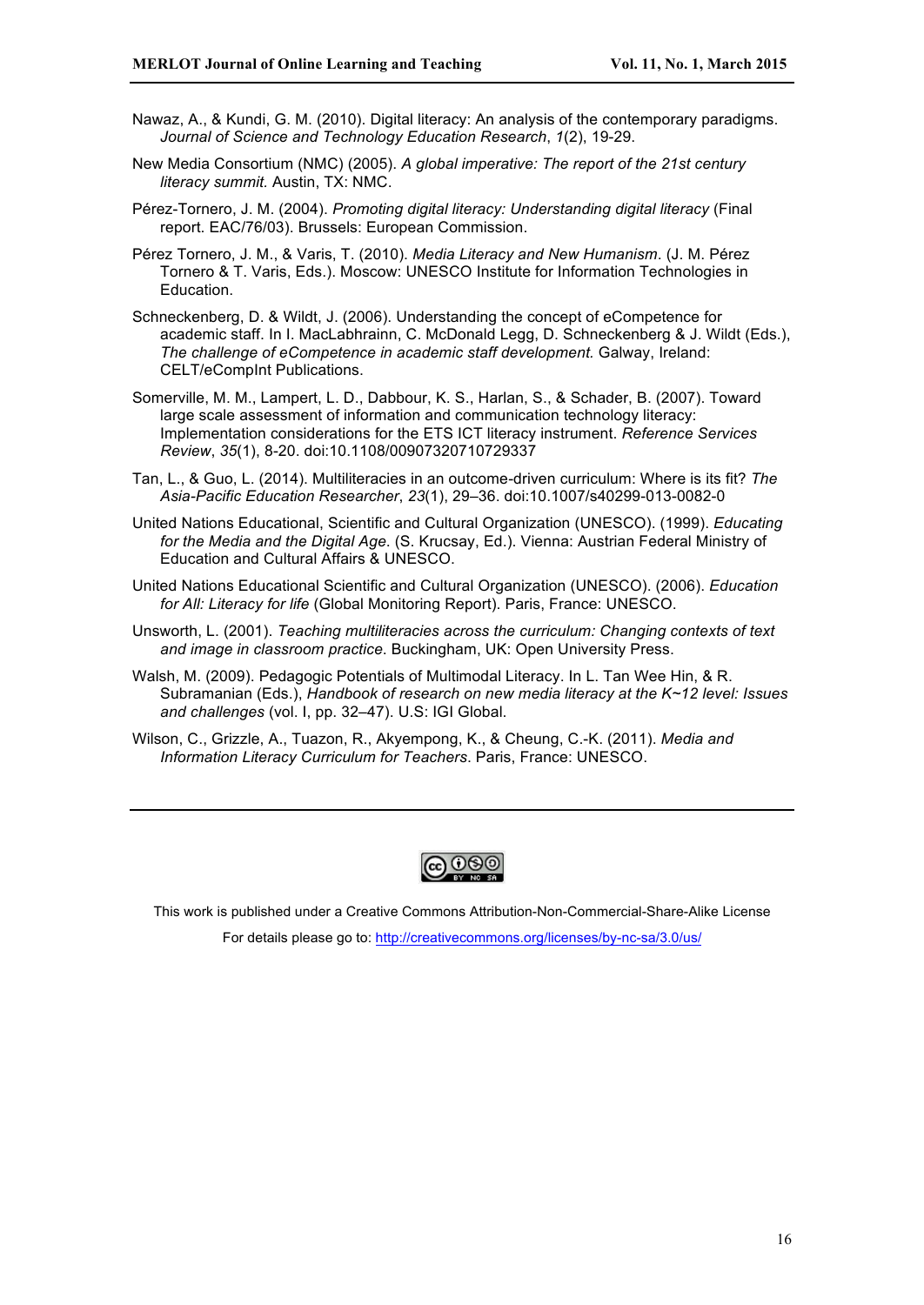Nawaz, A., & Kundi, G. M. (2010). Digital literacy: An analysis of the contemporary paradigms. *Journal of Science and Technology Education Research*, *1*(2), 19-29.

New Media Consortium (NMC) (2005). *A global imperative: The report of the 21st century literacy summit.* Austin, TX: NMC.

Pérez-Tornero, J. M. (2004). *Promoting digital literacy: Understanding digital literacy* (Final report. EAC/76/03). Brussels: European Commission.

Pérez Tornero, J. M., & Varis, T. (2010). *Media Literacy and New Humanism*. (J. M. Pérez Tornero & T. Varis, Eds.). Moscow: UNESCO Institute for Information Technologies in Education.

Schneckenberg, D. & Wildt, J. (2006). Understanding the concept of eCompetence for academic staff. In I. MacLabhrainn, C. McDonald Legg, D. Schneckenberg & J. Wildt (Eds.), *The challenge of eCompetence in academic staff development.* Galway, Ireland: CELT/eCompInt Publications.

Somerville, M. M., Lampert, L. D., Dabbour, K. S., Harlan, S., & Schader, B. (2007). Toward large scale assessment of information and communication technology literacy: Implementation considerations for the ETS ICT literacy instrument. *Reference Services Review*, *35*(1), 8-20. doi:10.1108/00907320710729337

Tan, L., & Guo, L. (2014). Multiliteracies in an outcome-driven curriculum: Where is its fit? *The Asia-Pacific Education Researcher*, *23*(1), 29–36. doi:10.1007/s40299-013-0082-0

United Nations Educational, Scientific and Cultural Organization (UNESCO). (1999). *Educating for the Media and the Digital Age*. (S. Krucsay, Ed.). Vienna: Austrian Federal Ministry of Education and Cultural Affairs & UNESCO.

United Nations Educational Scientific and Cultural Organization (UNESCO). (2006). *Education for All: Literacy for life* (Global Monitoring Report). Paris, France: UNESCO.

Unsworth, L. (2001). *Teaching multiliteracies across the curriculum: Changing contexts of text and image in classroom practice*. Buckingham, UK: Open University Press.

Walsh, M. (2009). Pedagogic Potentials of Multimodal Literacy. In L. Tan Wee Hin, & R. Subramanian (Eds.), *Handbook of research on new media literacy at the K~12 level: Issues and challenges* (vol. I, pp. 32–47). U.S: IGI Global.

Wilson, C., Grizzle, A., Tuazon, R., Akyempong, K., & Cheung, C.-K. (2011). *Media and Information Literacy Curriculum for Teachers*. Paris, France: UNESCO.

---

This work is published under a Creative Commons Attribution-Non-Commercial-Share-Alike License

For details please go to: http://creativecommons.org/licenses/by-nc-sa/3.0/us/